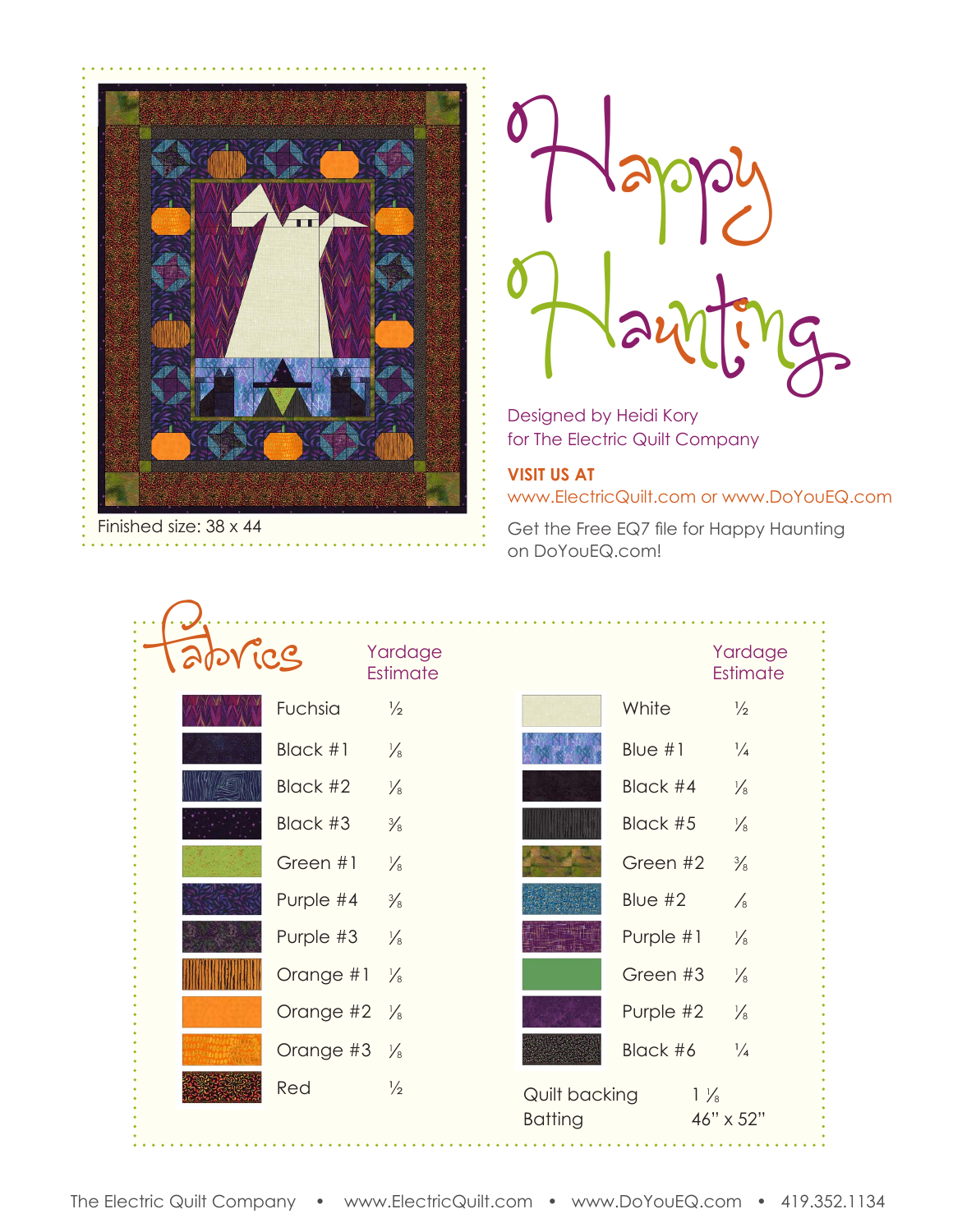Finished size: 38 x 44

# Happy Haunting

Designed by Heidi Kory
for The Electric Quilt Company

**VISIT US AT**
www.ElectricQuilt.com or www.DoYouEQ.com

Get the Free EQ7 file for Happy Haunting on DoYouEQ.com!

## Fabrics

| Fabric | Yardage Estimate |
|---|---|
| Fuchsia | ½ |
| Black #1 | ⅛ |
| Black #2 | ⅛ |
| Black #3 | ⅜ |
| Green #1 | ⅛ |
| Purple #4 | ⅜ |
| Purple #3 | ⅛ |
| Orange #1 | ⅛ |
| Orange #2 | ⅛ |
| Orange #3 | ⅛ |
| Red | ½ |
| White | ½ |
| Blue #1 | ¼ |
| Black #4 | ⅛ |
| Black #5 | ⅛ |
| Green #2 | ⅜ |
| Blue #2 | ⅛ |
| Purple #1 | ⅛ |
| Green #3 | ⅛ |
| Purple #2 | ⅛ |
| Black #6 | ¼ |

Quilt backing 1 ⅛
Batting 46" x 52"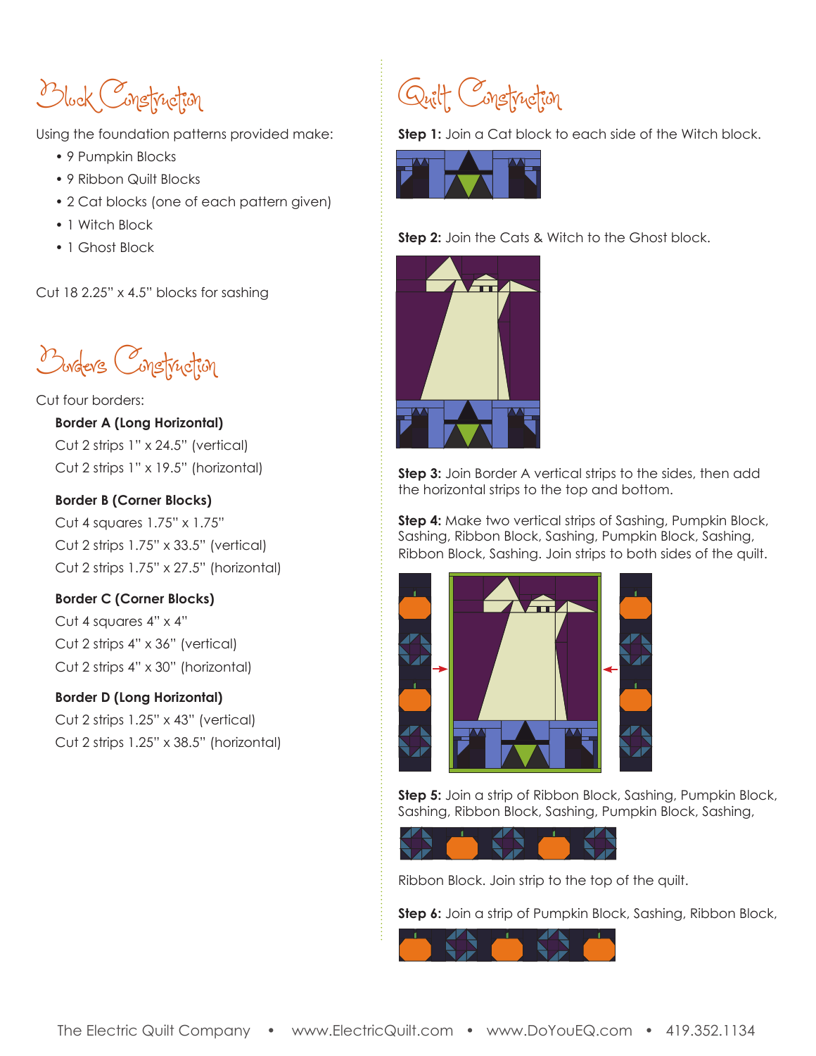## Block Construction

Using the foundation patterns provided make:

- 9 Pumpkin Blocks
- 9 Ribbon Quilt Blocks
- 2 Cat blocks (one of each pattern given)
- 1 Witch Block
- 1 Ghost Block

Cut 18 2.25" x 4.5" blocks for sashing

## Borders Construction

Cut four borders:

**Border A (Long Horizontal)**
Cut 2 strips 1" x 24.5" (vertical)
Cut 2 strips 1" x 19.5" (horizontal)

**Border B (Corner Blocks)**
Cut 4 squares 1.75" x 1.75"
Cut 2 strips 1.75" x 33.5" (vertical)
Cut 2 strips 1.75" x 27.5" (horizontal)

**Border C (Corner Blocks)**
Cut 4 squares 4" x 4"
Cut 2 strips 4" x 36" (vertical)
Cut 2 strips 4" x 30" (horizontal)

**Border D (Long Horizontal)**
Cut 2 strips 1.25" x 43" (vertical)
Cut 2 strips 1.25" x 38.5" (horizontal)

## Quilt Construction

**Step 1:** Join a Cat block to each side of the Witch block.

**Step 2:** Join the Cats & Witch to the Ghost block.

**Step 3:** Join Border A vertical strips to the sides, then add the horizontal strips to the top and bottom.

**Step 4:** Make two vertical strips of Sashing, Pumpkin Block, Sashing, Ribbon Block, Sashing, Pumpkin Block, Sashing, Ribbon Block, Sashing. Join strips to both sides of the quilt.

**Step 5:** Join a strip of Ribbon Block, Sashing, Pumpkin Block, Sashing, Ribbon Block, Sashing, Pumpkin Block, Sashing, Ribbon Block. Join strip to the top of the quilt.

**Step 6:** Join a strip of Pumpkin Block, Sashing, Ribbon Block,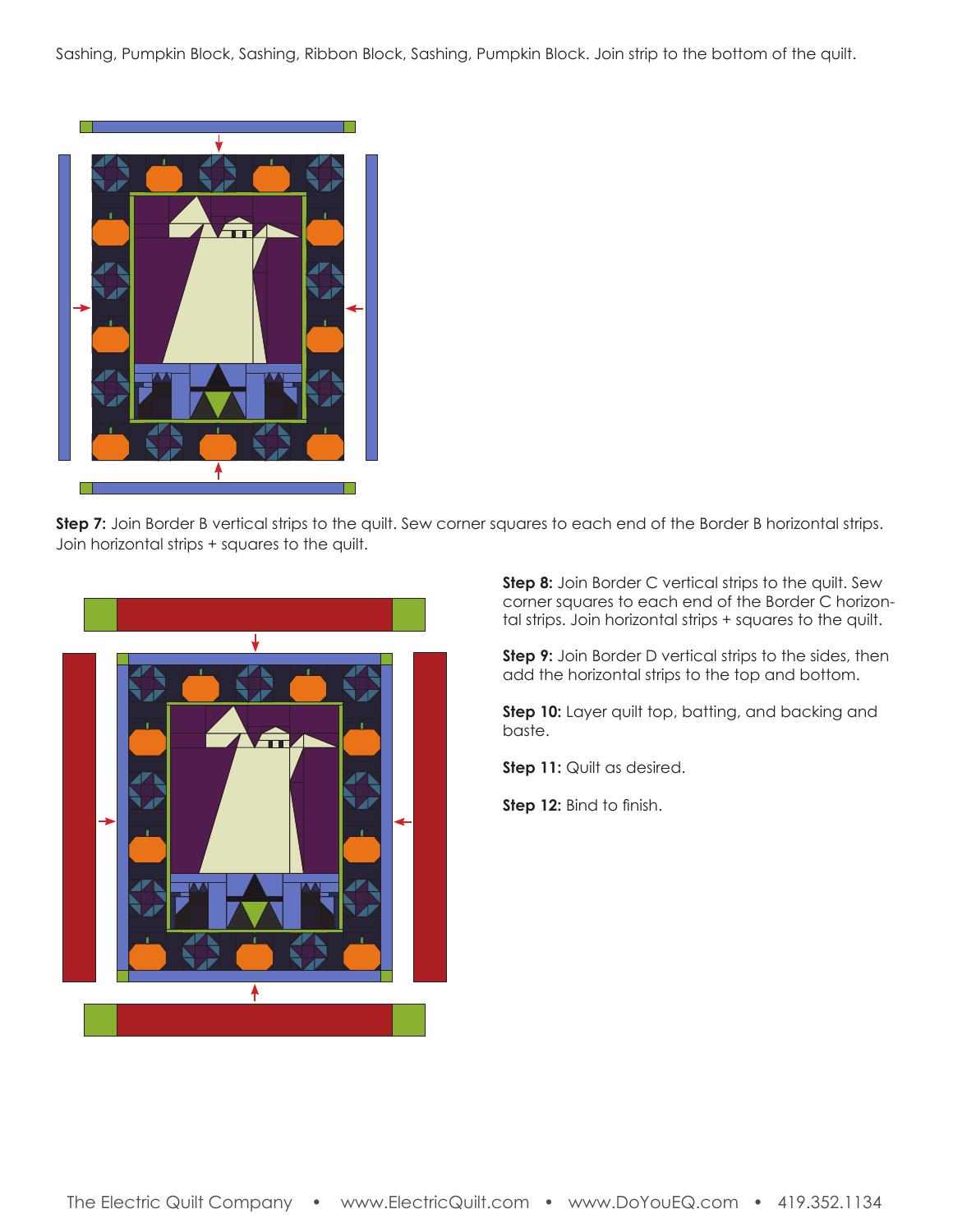Sashing, Pumpkin Block, Sashing, Ribbon Block, Sashing, Pumpkin Block. Join strip to the bottom of the quilt.

**Step 7:** Join Border B vertical strips to the quilt. Sew corner squares to each end of the Border B horizontal strips. Join horizontal strips + squares to the quilt.

**Step 8:** Join Border C vertical strips to the quilt. Sew corner squares to each end of the Border C horizontal strips. Join horizontal strips + squares to the quilt.

**Step 9:** Join Border D vertical strips to the sides, then add the horizontal strips to the top and bottom.

**Step 10:** Layer quilt top, batting, and backing and baste.

**Step 11:** Quilt as desired.

**Step 12:** Bind to finish.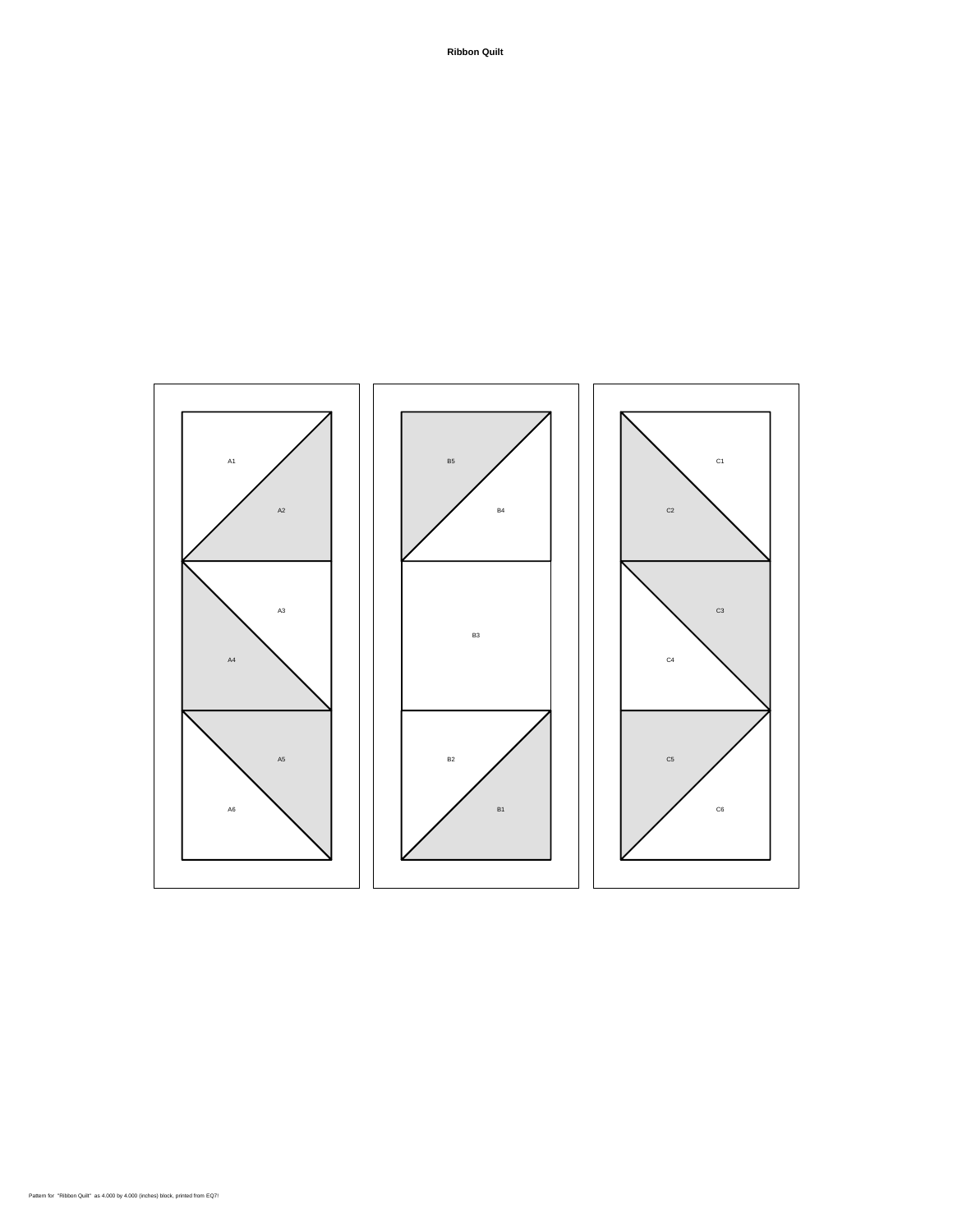# Ribbon Quilt

A1

A2

A3

A4

A5

A6

B5

B4

B3

B2

B1

C1

C2

C3

C4

C5

C6

Pattern for "Ribbon Quilt" as 4.000 by 4.000 (inches) block, printed from EQ7!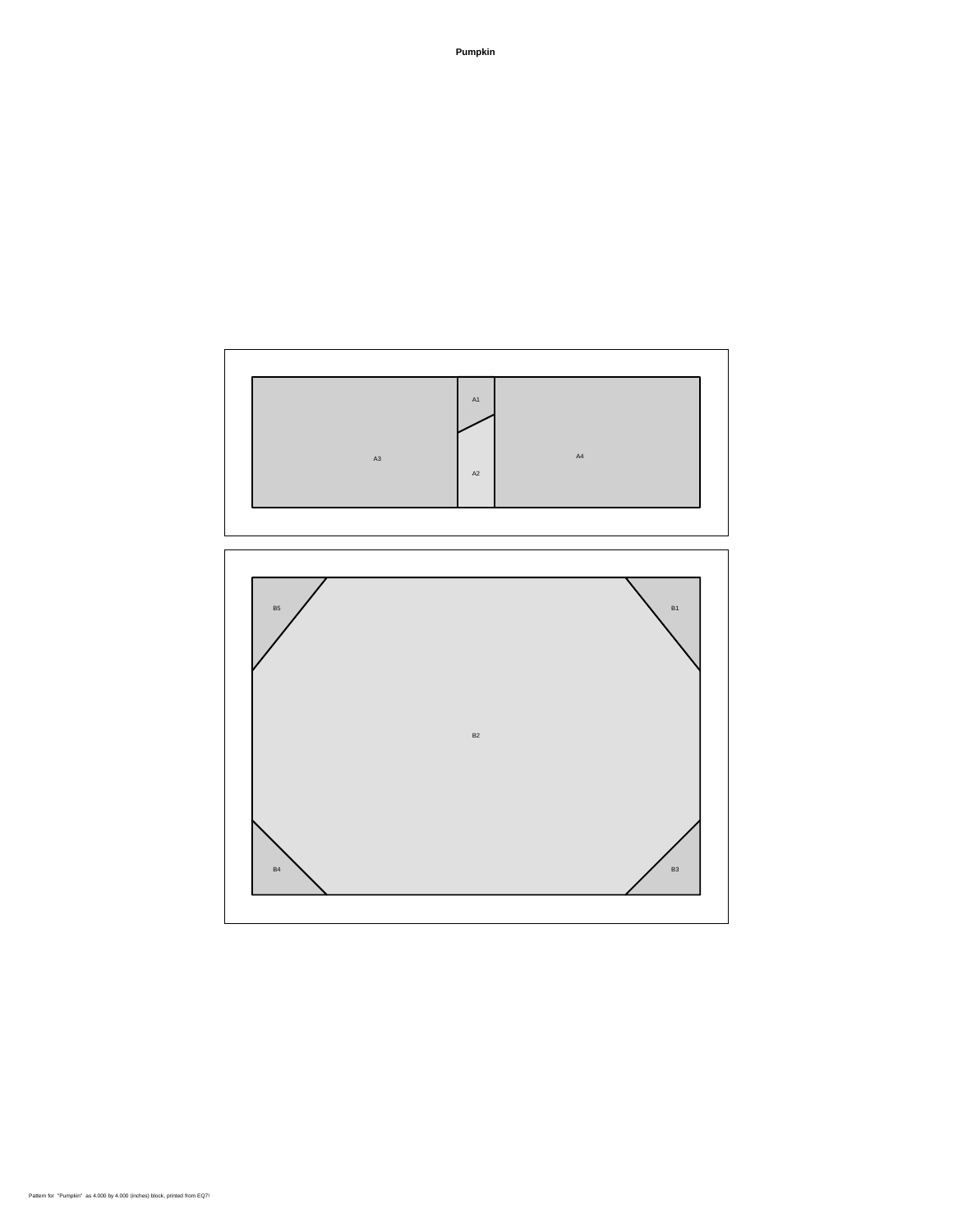# Pumpkin

A1

A3

A4

A2

B5

B1

B2

B4

B3

Pattern for "Pumpkin" as 4.000 by 4.000 (inches) block, printed from EQ7!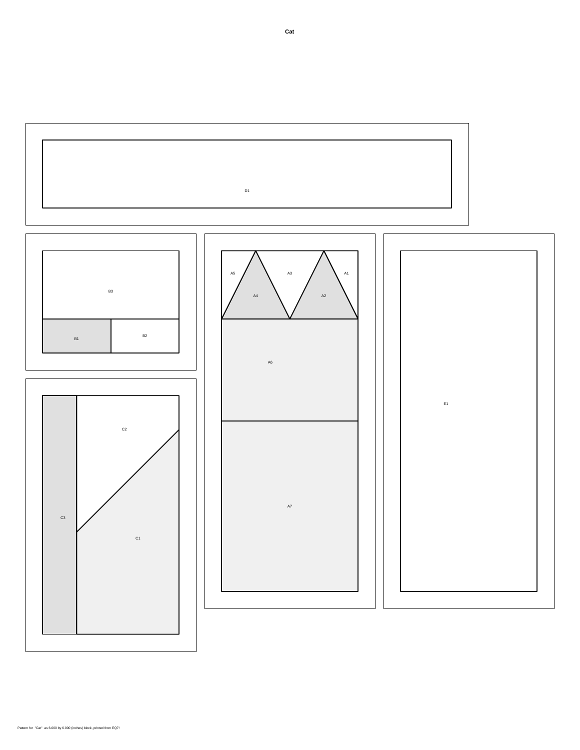# Cat

D1

B3

B1

B2

A5

A3

A1

A4

A2

A6

A7

E1

C2

C3

C1

Pattern for "Cat" as 6.000 by 6.000 (inches) block, printed from EQ7!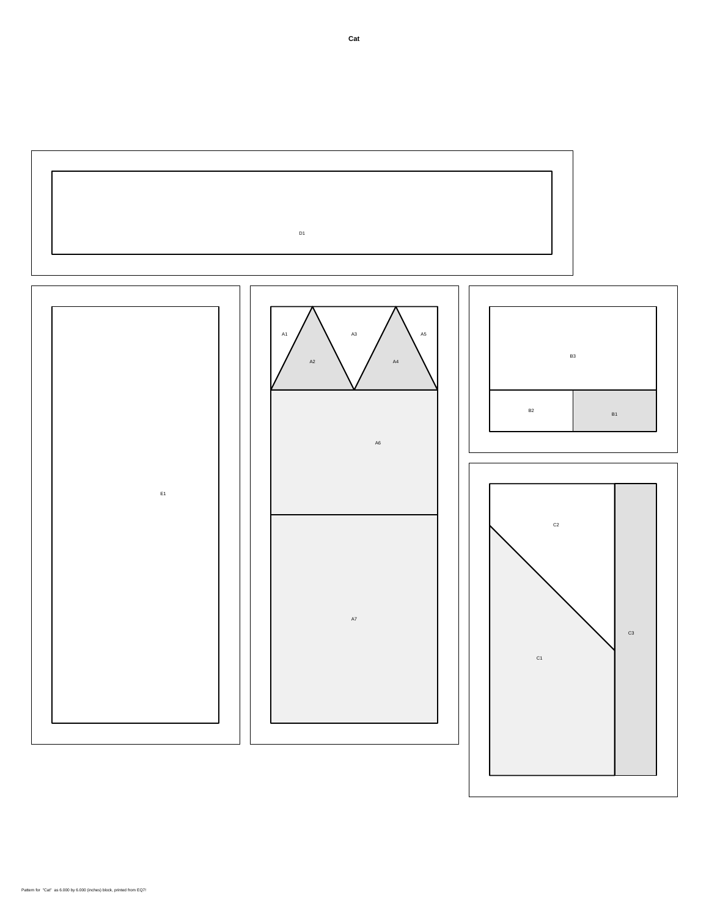# Cat

D1

E1

A1 A3 A5

A2 A4

A6

A7

B3

B2 B1

C2

C3

C1

Pattern for "Cat" as 6.000 by 6.000 (inches) block, printed from EQ7!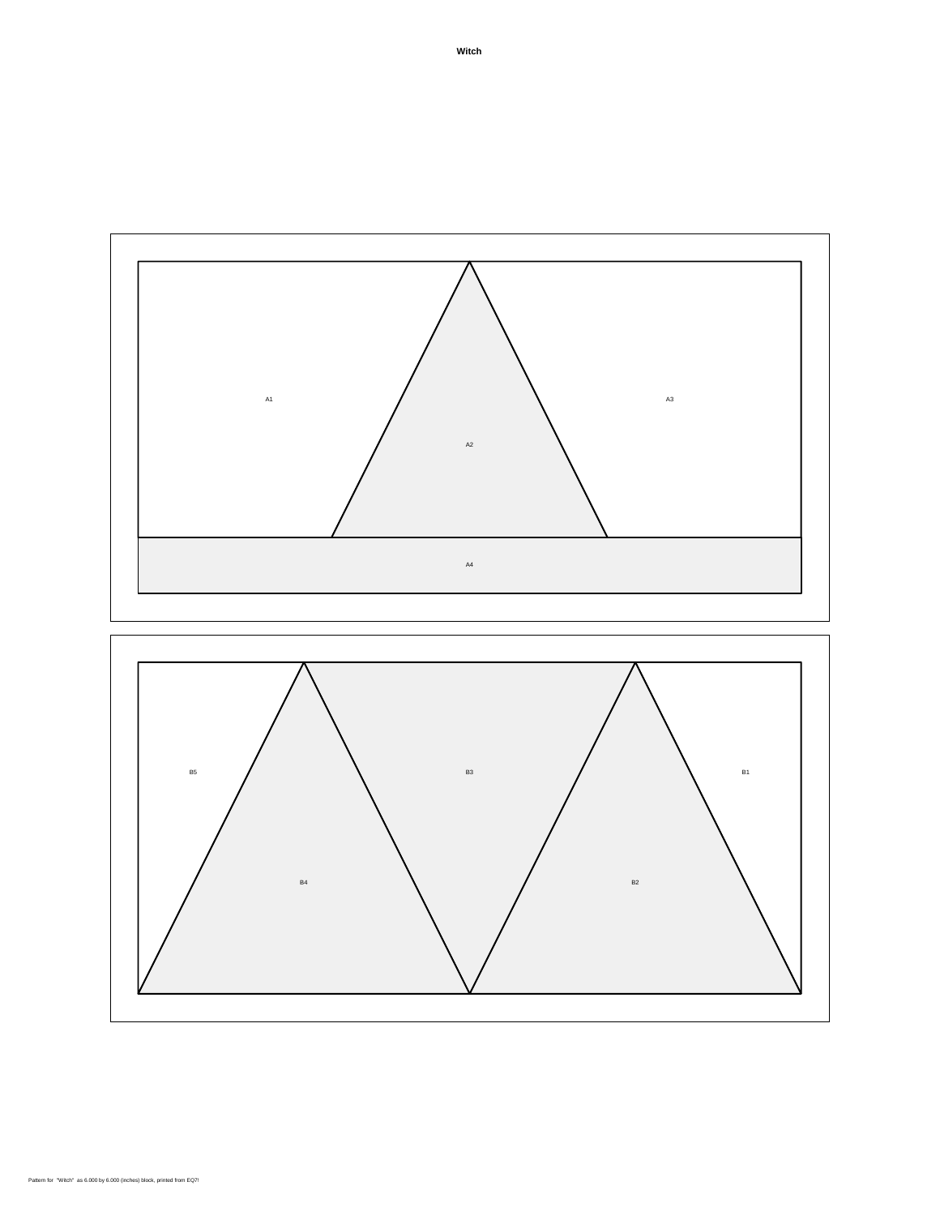**Witch**

A1

A3

A2

A4

B5

B3

B1

B4

B2

Pattern for "Witch" as 6.000 by 6.000 (inches) block, printed from EQ7!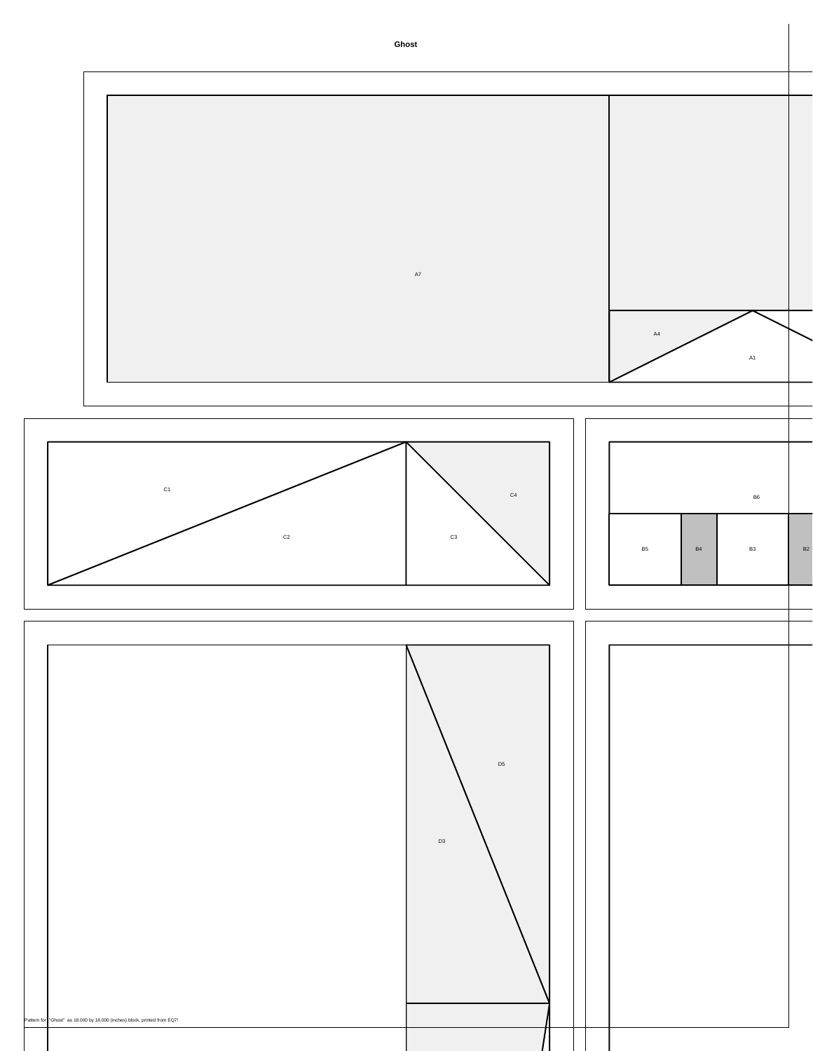# Ghost

A7

A4

A1

C1

C2

C3

C4

B6

B5

B4

B3

B2

D5

D3

Pattern for "Ghost" as 18.000 by 18.000 (inches) block, printed from EQ7!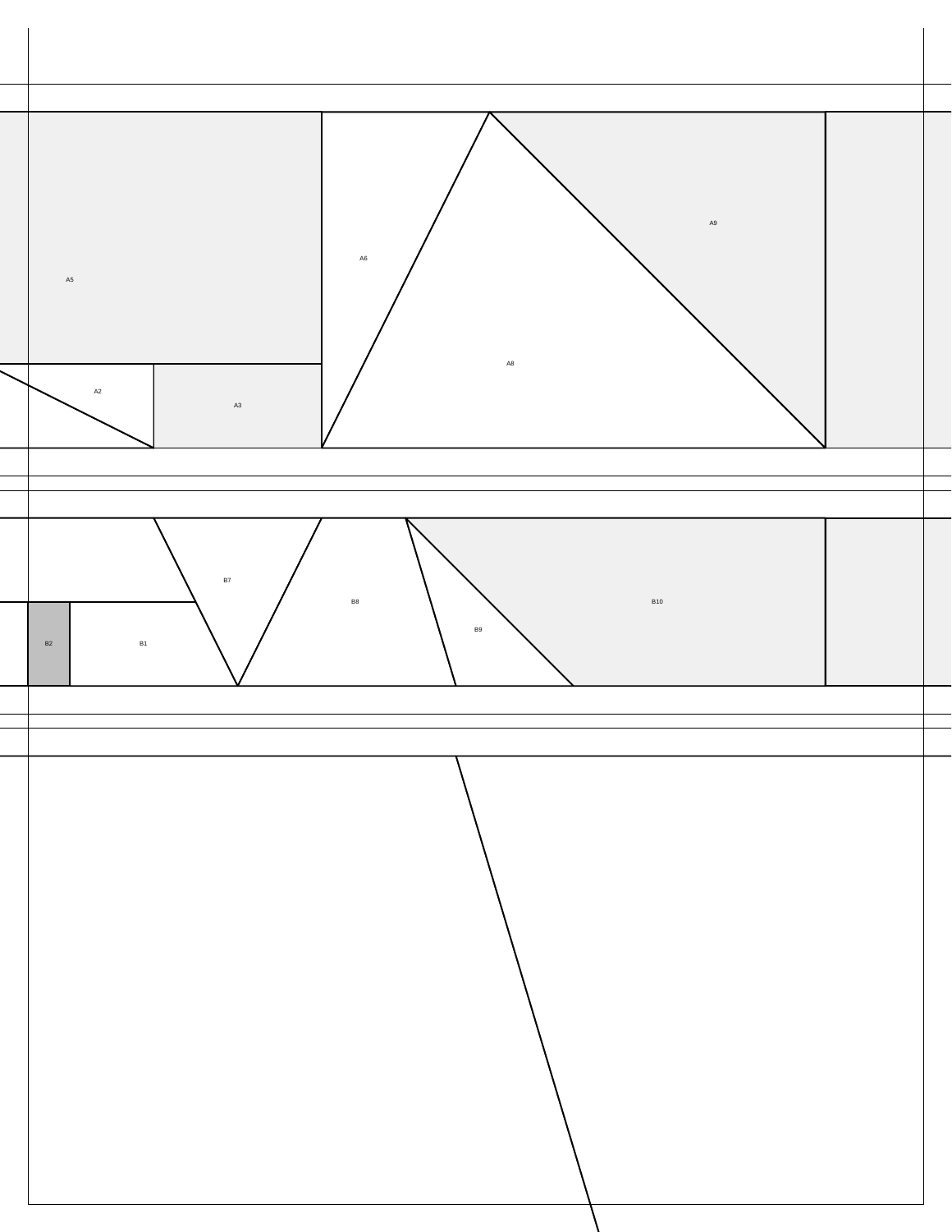A5

A6

A9

A8

A2

A3

B7

B8

B10

B9

B2

B1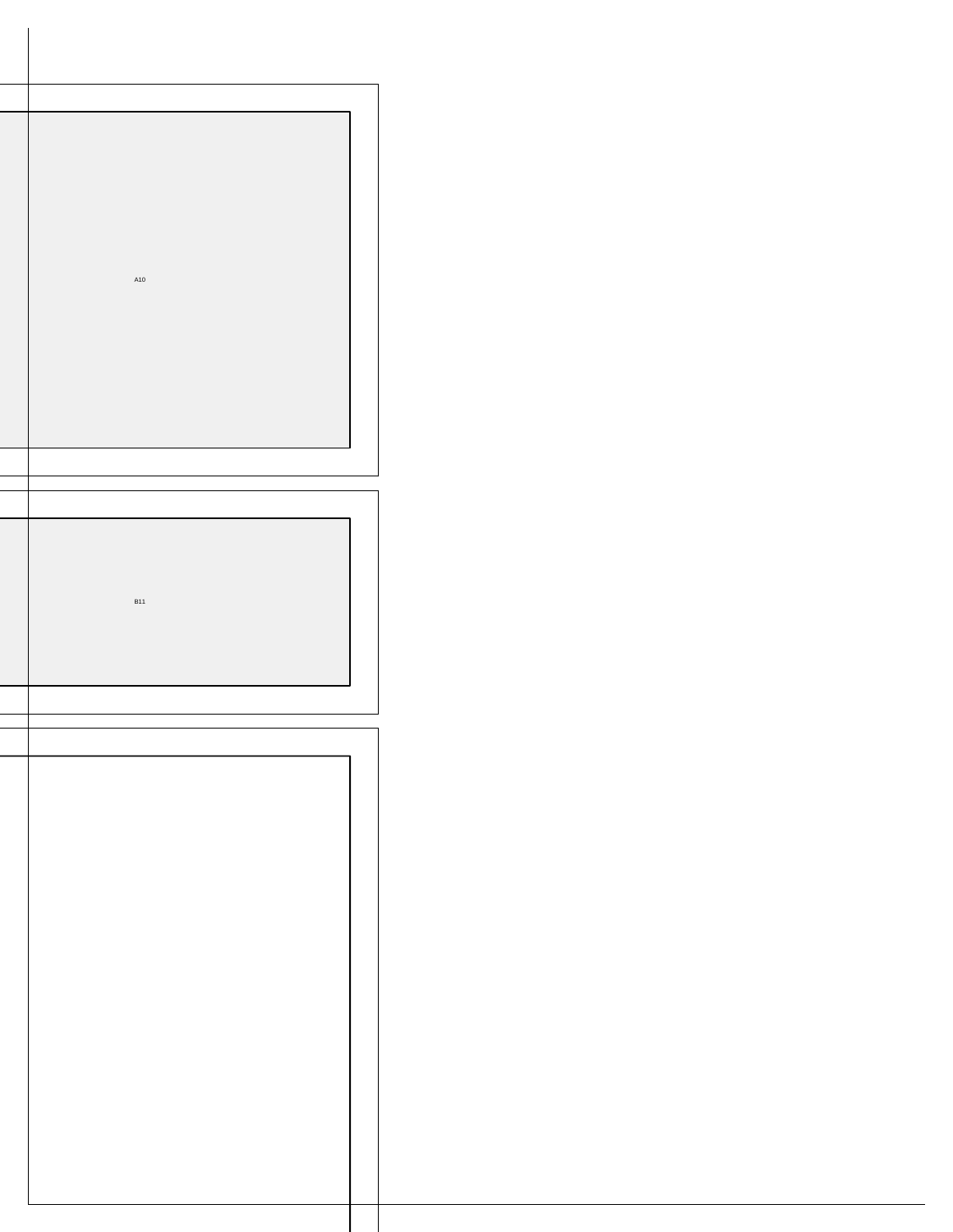A10

B11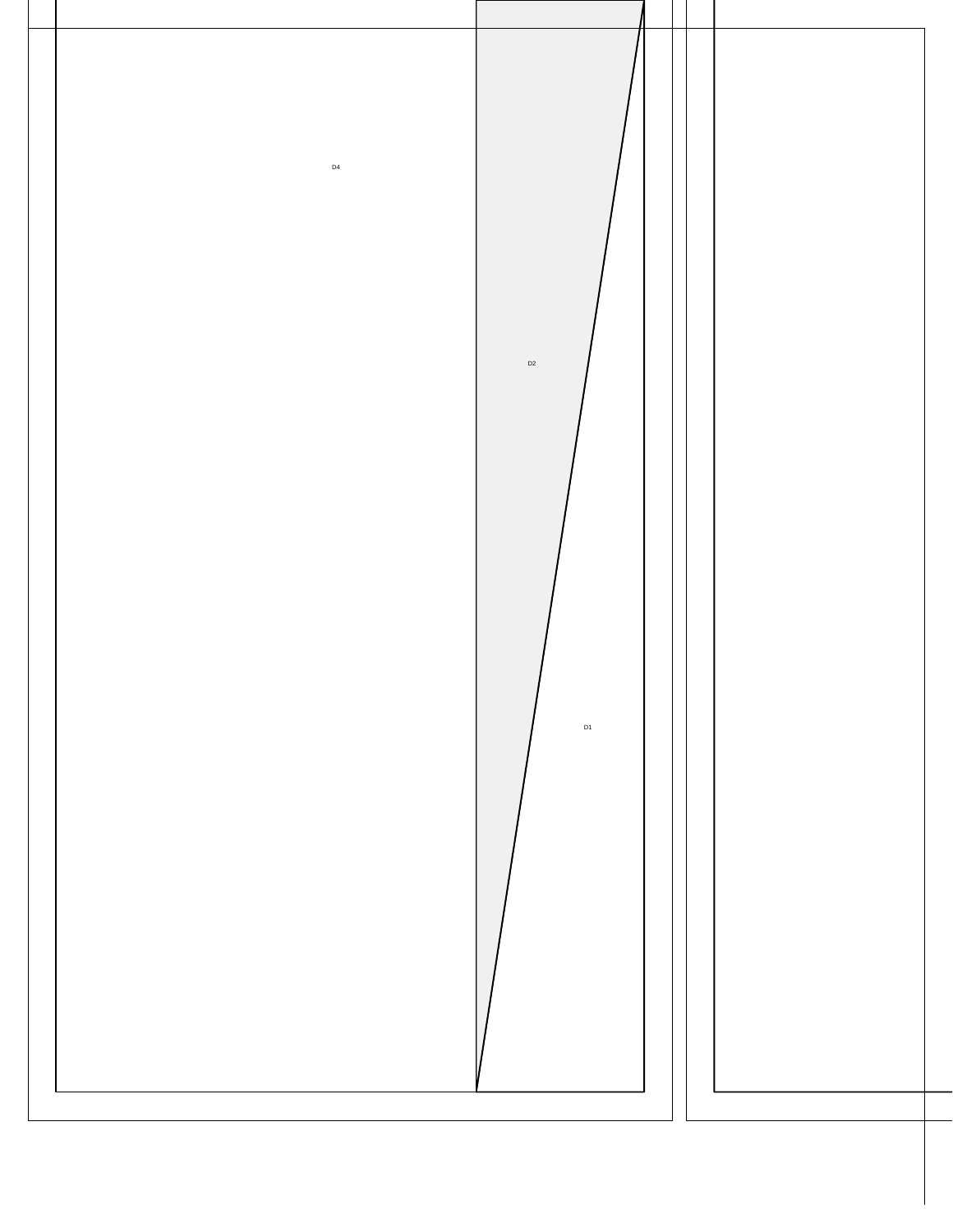D4

D2

D1